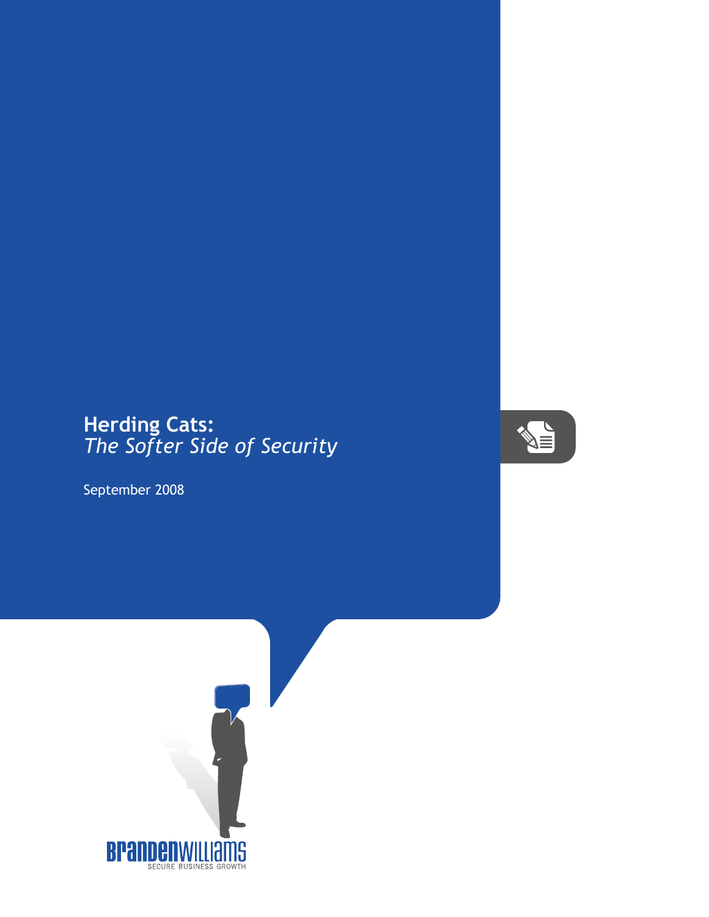# Herding Cats:
## *The Softer Side of Security*

September 2008

BRANDENWILLIAMS
SECURE BUSINESS GROWTH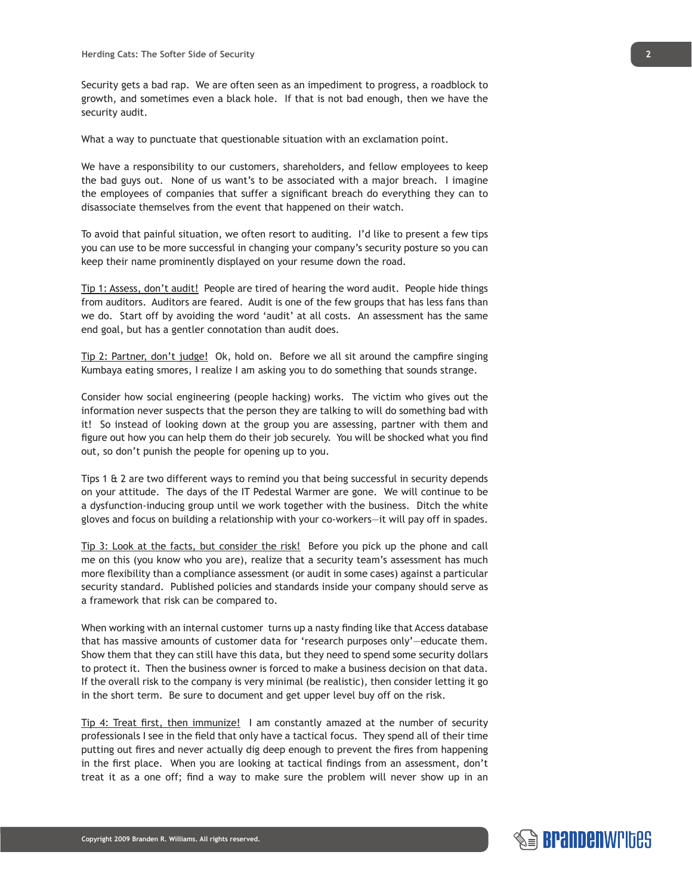Security gets a bad rap. We are often seen as an impediment to progress, a roadblock to growth, and sometimes even a black hole. If that is not bad enough, then we have the security audit.

What a way to punctuate that questionable situation with an exclamation point.

We have a responsibility to our customers, shareholders, and fellow employees to keep the bad guys out. None of us want's to be associated with a major breach. I imagine the employees of companies that suffer a significant breach do everything they can to disassociate themselves from the event that happened on their watch.

To avoid that painful situation, we often resort to auditing. I'd like to present a few tips you can use to be more successful in changing your company's security posture so you can keep their name prominently displayed on your resume down the road.

<u>Tip 1: Assess, don't audit!</u> People are tired of hearing the word audit. People hide things from auditors. Auditors are feared. Audit is one of the few groups that has less fans than we do. Start off by avoiding the word 'audit' at all costs. An assessment has the same end goal, but has a gentler connotation than audit does.

<u>Tip 2: Partner, don't judge!</u> Ok, hold on. Before we all sit around the campfire singing Kumbaya eating smores, I realize I am asking you to do something that sounds strange.

Consider how social engineering (people hacking) works. The victim who gives out the information never suspects that the person they are talking to will do something bad with it! So instead of looking down at the group you are assessing, partner with them and figure out how you can help them do their job securely. You will be shocked what you find out, so don't punish the people for opening up to you.

Tips 1 & 2 are two different ways to remind you that being successful in security depends on your attitude. The days of the IT Pedestal Warmer are gone. We will continue to be a dysfunction-inducing group until we work together with the business. Ditch the white gloves and focus on building a relationship with your co-workers—it will pay off in spades.

<u>Tip 3: Look at the facts, but consider the risk!</u> Before you pick up the phone and call me on this (you know who you are), realize that a security team's assessment has much more flexibility than a compliance assessment (or audit in some cases) against a particular security standard. Published policies and standards inside your company should serve as a framework that risk can be compared to.

When working with an internal customer turns up a nasty finding like that Access database that has massive amounts of customer data for 'research purposes only'—educate them. Show them that they can still have this data, but they need to spend some security dollars to protect it. Then the business owner is forced to make a business decision on that data. If the overall risk to the company is very minimal (be realistic), then consider letting it go in the short term. Be sure to document and get upper level buy off on the risk.

<u>Tip 4: Treat first, then immunize!</u> I am constantly amazed at the number of security professionals I see in the field that only have a tactical focus. They spend all of their time putting out fires and never actually dig deep enough to prevent the fires from happening in the first place. When you are looking at tactical findings from an assessment, don't treat it as a one off; find a way to make sure the problem will never show up in an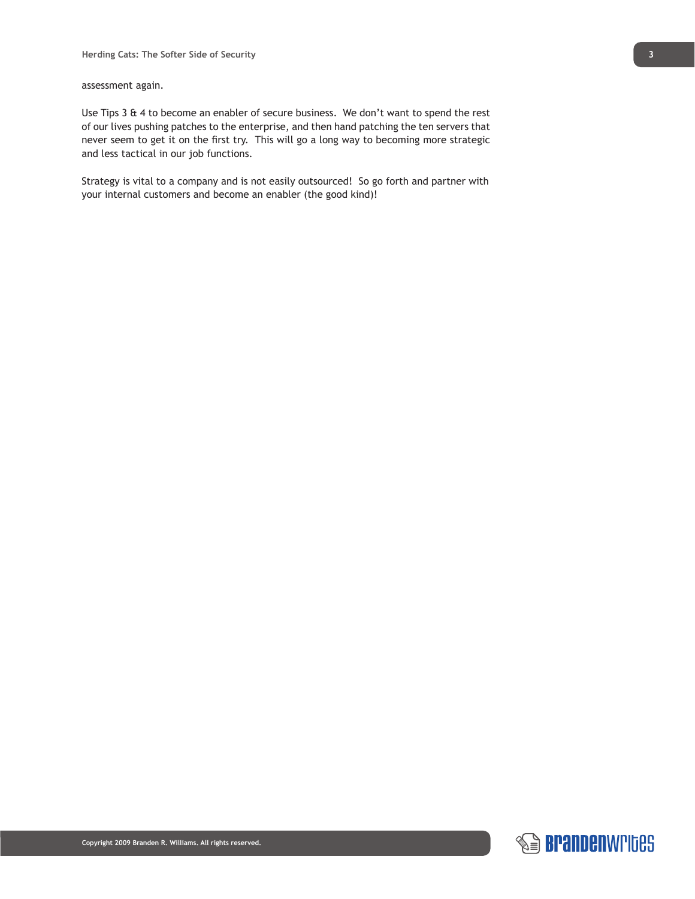assessment again.

Use Tips 3 & 4 to become an enabler of secure business. We don't want to spend the rest of our lives pushing patches to the enterprise, and then hand patching the ten servers that never seem to get it on the first try. This will go a long way to becoming more strategic and less tactical in our job functions.

Strategy is vital to a company and is not easily outsourced! So go forth and partner with your internal customers and become an enabler (the good kind)!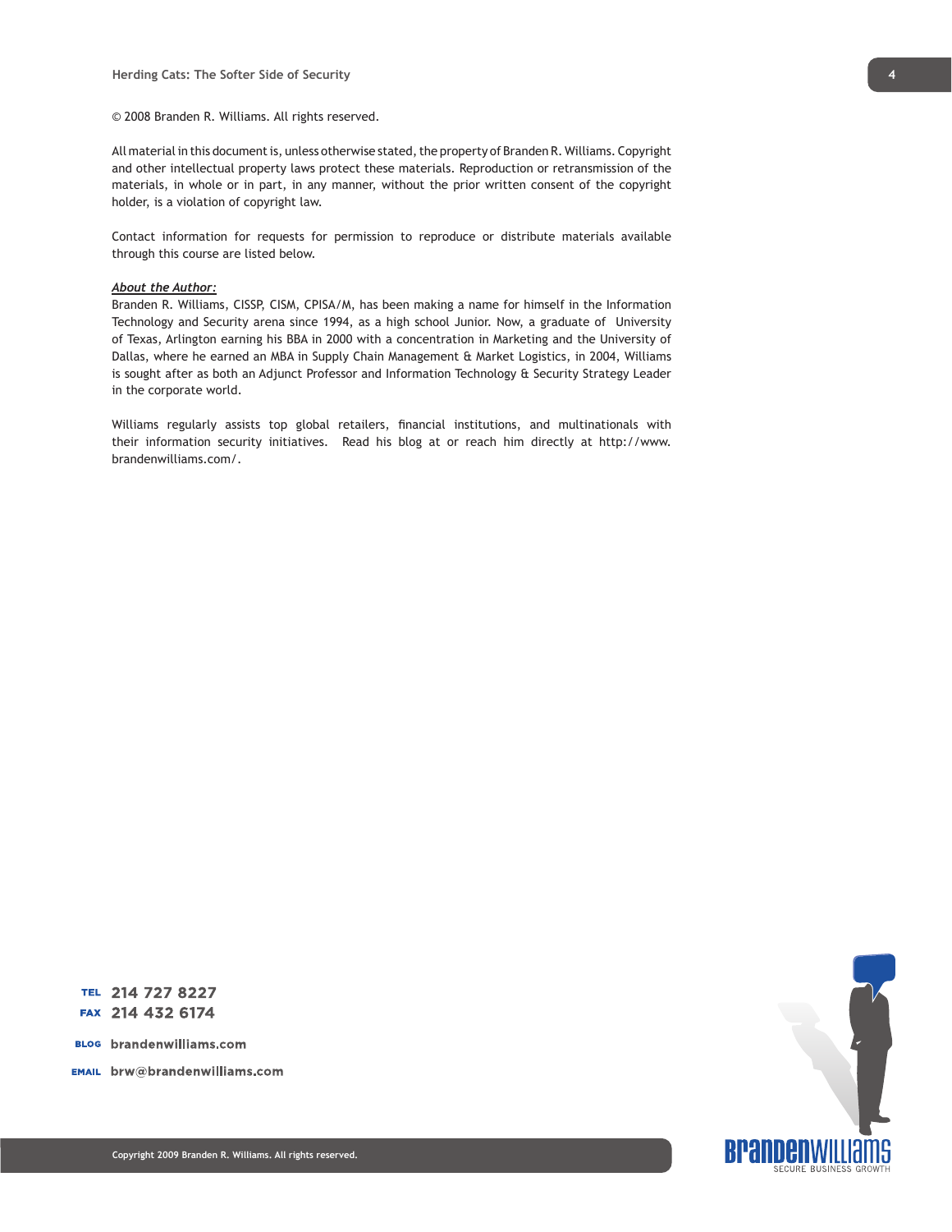© 2008 Branden R. Williams. All rights reserved.

All material in this document is, unless otherwise stated, the property of Branden R. Williams. Copyright and other intellectual property laws protect these materials. Reproduction or retransmission of the materials, in whole or in part, in any manner, without the prior written consent of the copyright holder, is a violation of copyright law.

Contact information for requests for permission to reproduce or distribute materials available through this course are listed below.

***About the Author:***

Branden R. Williams, CISSP, CISM, CPISA/M, has been making a name for himself in the Information Technology and Security arena since 1994, as a high school Junior. Now, a graduate of University of Texas, Arlington earning his BBA in 2000 with a concentration in Marketing and the University of Dallas, where he earned an MBA in Supply Chain Management & Market Logistics, in 2004, Williams is sought after as both an Adjunct Professor and Information Technology & Security Strategy Leader in the corporate world.

Williams regularly assists top global retailers, financial institutions, and multinationals with their information security initiatives. Read his blog at or reach him directly at http://www.brandenwilliams.com/.

**TEL** 214 727 8227
**FAX** 214 432 6174

**BLOG** brandenwilliams.com

**EMAIL** brw@brandenwilliams.com

Copyright 2009 Branden R. Williams. All rights reserved.

BRANDENWILLIAMS
SECURE BUSINESS GROWTH